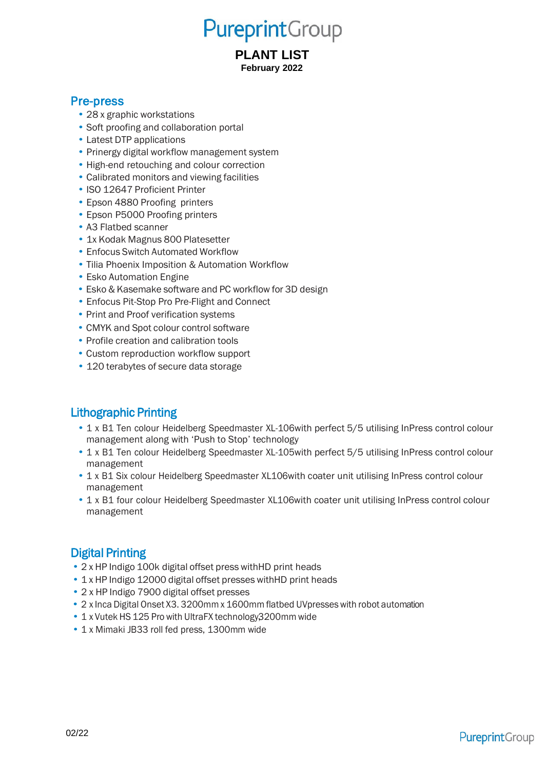# PureprintGroup

## PLANT LIST

**February 2022**

### Pre-press

- 28 x graphic workstations
- Soft proofing and collaboration portal
- Latest DTP applications
- Prinergy digital workflow management system
- High-end retouching and colour correction
- Calibrated monitors and viewing facilities
- ISO 12647 Proficient Printer
- Epson 4880 Proofing printers
- Epson P5000 Proofing printers
- A3 Flatbed scanner
- 1x Kodak Magnus 800 Platesetter
- Enfocus Switch Automated Workflow
- Tilia Phoenix Imposition & Automation Workflow
- Esko Automation Engine
- Esko & Kasemake software and PC workflow for 3D design
- Enfocus Pit-Stop Pro Pre-Flight and Connect
- Print and Proof verification systems
- CMYK and Spot colour control software
- Profile creation and calibration tools
- Custom reproduction workflow support
- 120 terabytes of secure data storage

### Lithographic Printing

- 1 x B1 Ten colour Heidelberg Speedmaster XL-106with perfect 5/5 utilising InPress control colour management along with 'Push to Stop' technology
- 1 x B1 Ten colour Heidelberg Speedmaster XL-105with perfect 5/5 utilising InPress control colour management
- 1 x B1 Six colour Heidelberg Speedmaster XL106with coater unit utilising InPress control colour management
- 1 x B1 four colour Heidelberg Speedmaster XL106with coater unit utilising InPress control colour management

### Digital Printing

- 2 x HP Indigo 100k digital offset press withHD print heads
- 1 x HP Indigo 12000 digital offset presses withHD print heads
- 2 x HP Indigo 7900 digital offset presses
- 2 x Inca Digital Onset X3. 3200mm x 1600mm flatbed UVpresses with robot automation
- 1 x Vutek HS 125 Pro with UltraFX technology3200mm wide
- 1 x Mimaki JB33 roll fed press, 1300mm wide

02/22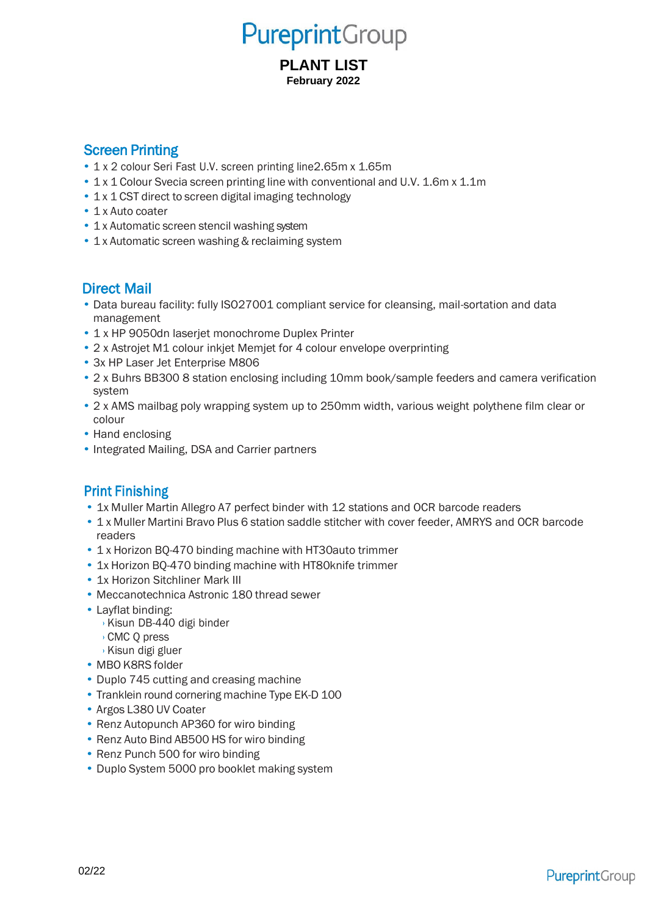# PureprintGroup

**PLANT LIST**
**February 2022**

## Screen Printing

- 1 x 2 colour Seri Fast U.V. screen printing line2.65m x 1.65m
- 1 x 1 Colour Svecia screen printing line with conventional and U.V. 1.6m x 1.1m
- 1 x 1 CST direct to screen digital imaging technology
- 1 x Auto coater
- 1 x Automatic screen stencil washing system
- 1 x Automatic screen washing & reclaiming system

## Direct Mail

- Data bureau facility: fully ISO27001 compliant service for cleansing, mail-sortation and data management
- 1 x HP 9050dn laserjet monochrome Duplex Printer
- 2 x Astrojet M1 colour inkjet Memjet for 4 colour envelope overprinting
- 3x HP Laser Jet Enterprise M806
- 2 x Buhrs BB300 8 station enclosing including 10mm book/sample feeders and camera verification system
- 2 x AMS mailbag poly wrapping system up to 250mm width, various weight polythene film clear or colour
- Hand enclosing
- Integrated Mailing, DSA and Carrier partners

## Print Finishing

- 1x Muller Martin Allegro A7 perfect binder with 12 stations and OCR barcode readers
- 1 x Muller Martini Bravo Plus 6 station saddle stitcher with cover feeder, AMRYS and OCR barcode readers
- 1 x Horizon BQ-470 binding machine with HT30auto trimmer
- 1x Horizon BQ-470 binding machine with HT80knife trimmer
- 1x Horizon Sitchliner Mark III
- Meccanotechnica Astronic 180 thread sewer
- Layflat binding:
  - Kisun DB-440 digi binder
  - CMC Q press
  - Kisun digi gluer
- MBO K8RS folder
- Duplo 745 cutting and creasing machine
- Tranklein round cornering machine Type EK-D 100
- Argos L380 UV Coater
- Renz Autopunch AP360 for wiro binding
- Renz Auto Bind AB500 HS for wiro binding
- Renz Punch 500 for wiro binding
- Duplo System 5000 pro booklet making system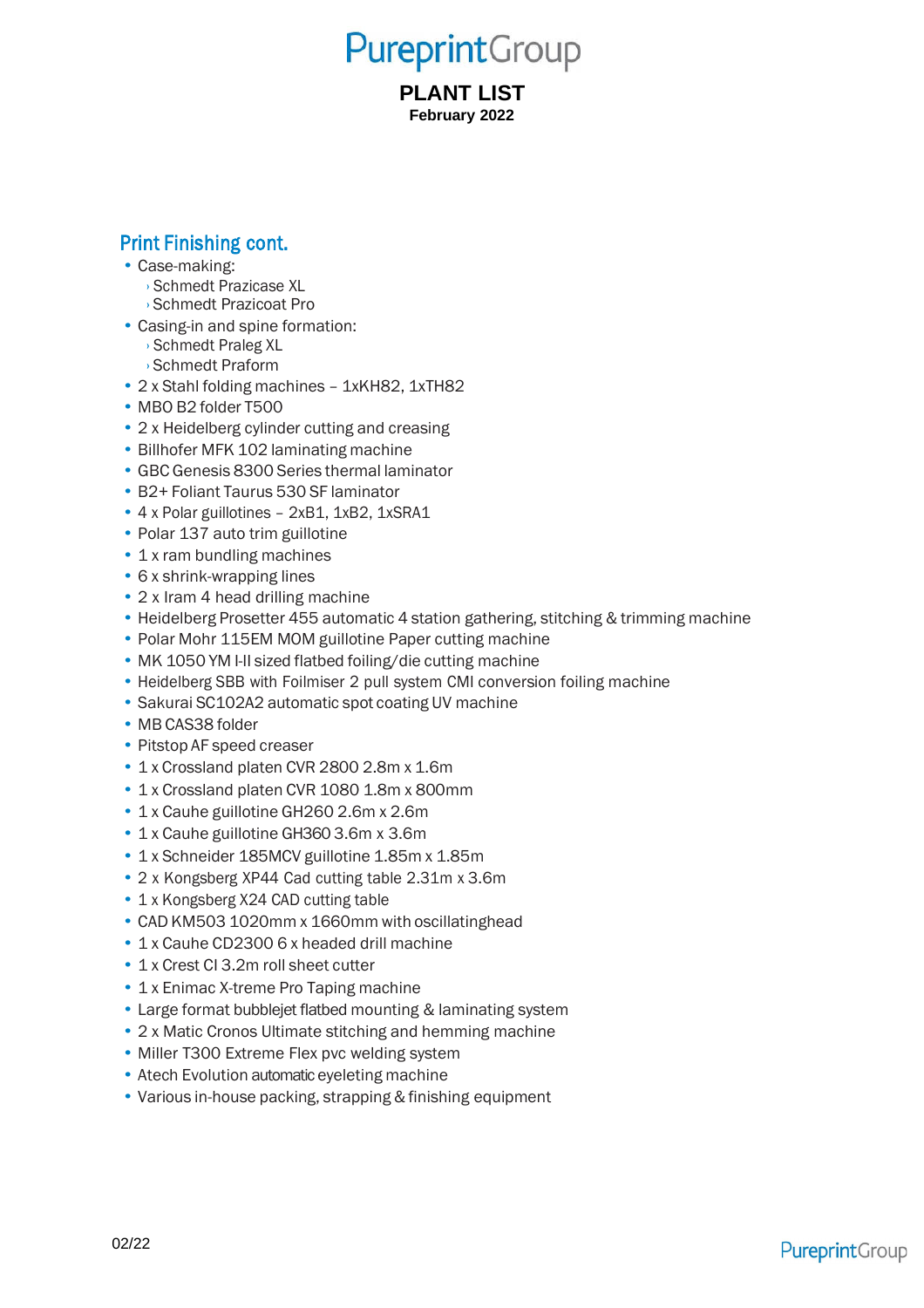## Print Finishing cont.

- Case-making:
  - Schmedt Prazicase XL
  - Schmedt Prazicoat Pro
- Casing-in and spine formation:
  - Schmedt Praleg XL
  - Schmedt Praform
- 2 x Stahl folding machines – 1xKH82, 1xTH82
- MBO B2 folder T500
- 2 x Heidelberg cylinder cutting and creasing
- Billhofer MFK 102 laminating machine
- GBC Genesis 8300 Series thermal laminator
- B2+ Foliant Taurus 530 SF laminator
- 4 x Polar guillotines – 2xB1, 1xB2, 1xSRA1
- Polar 137 auto trim guillotine
- 1 x ram bundling machines
- 6 x shrink-wrapping lines
- 2 x Iram 4 head drilling machine
- Heidelberg Prosetter 455 automatic 4 station gathering, stitching & trimming machine
- Polar Mohr 115EM MOM guillotine Paper cutting machine
- MK 1050 YM I-II sized flatbed foiling/die cutting machine
- Heidelberg SBB with Foilmiser 2 pull system CMI conversion foiling machine
- Sakurai SC102A2 automatic spot coating UV machine
- MB CAS38 folder
- Pitstop AF speed creaser
- 1 x Crossland platen CVR 2800 2.8m x 1.6m
- 1 x Crossland platen CVR 1080 1.8m x 800mm
- 1 x Cauhe guillotine GH260 2.6m x 2.6m
- 1 x Cauhe guillotine GH360 3.6m x 3.6m
- 1 x Schneider 185MCV guillotine 1.85m x 1.85m
- 2 x Kongsberg XP44 Cad cutting table 2.31m x 3.6m
- 1 x Kongsberg X24 CAD cutting table
- CAD KM503 1020mm x 1660mm with oscillatinghead
- 1 x Cauhe CD2300 6 x headed drill machine
- 1 x Crest CI 3.2m roll sheet cutter
- 1 x Enimac X-treme Pro Taping machine
- Large format bubblejet flatbed mounting & laminating system
- 2 x Matic Cronos Ultimate stitching and hemming machine
- Miller T300 Extreme Flex pvc welding system
- Atech Evolution automatic eyeleting machine
- Various in-house packing, strapping & finishing equipment